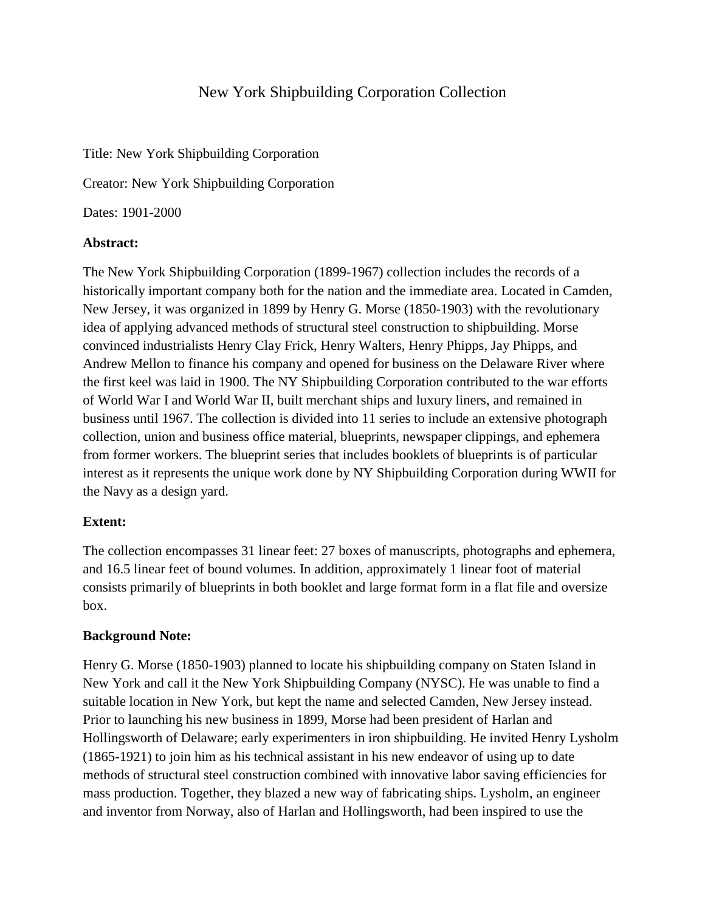# New York Shipbuilding Corporation Collection

Title: New York Shipbuilding Corporation

Creator: New York Shipbuilding Corporation

Dates: 1901-2000

**Abstract:**

The New York Shipbuilding Corporation (1899-1967) collection includes the records of a historically important company both for the nation and the immediate area. Located in Camden, New Jersey, it was organized in 1899 by Henry G. Morse (1850-1903) with the revolutionary idea of applying advanced methods of structural steel construction to shipbuilding. Morse convinced industrialists Henry Clay Frick, Henry Walters, Henry Phipps, Jay Phipps, and Andrew Mellon to finance his company and opened for business on the Delaware River where the first keel was laid in 1900. The NY Shipbuilding Corporation contributed to the war efforts of World War I and World War II, built merchant ships and luxury liners, and remained in business until 1967. The collection is divided into 11 series to include an extensive photograph collection, union and business office material, blueprints, newspaper clippings, and ephemera from former workers. The blueprint series that includes booklets of blueprints is of particular interest as it represents the unique work done by NY Shipbuilding Corporation during WWII for the Navy as a design yard.

**Extent:**

The collection encompasses 31 linear feet: 27 boxes of manuscripts, photographs and ephemera, and 16.5 linear feet of bound volumes. In addition, approximately 1 linear foot of material consists primarily of blueprints in both booklet and large format form in a flat file and oversize box.

**Background Note:**

Henry G. Morse (1850-1903) planned to locate his shipbuilding company on Staten Island in New York and call it the New York Shipbuilding Company (NYSC). He was unable to find a suitable location in New York, but kept the name and selected Camden, New Jersey instead. Prior to launching his new business in 1899, Morse had been president of Harlan and Hollingsworth of Delaware; early experimenters in iron shipbuilding. He invited Henry Lysholm (1865-1921) to join him as his technical assistant in his new endeavor of using up to date methods of structural steel construction combined with innovative labor saving efficiencies for mass production. Together, they blazed a new way of fabricating ships. Lysholm, an engineer and inventor from Norway, also of Harlan and Hollingsworth, had been inspired to use the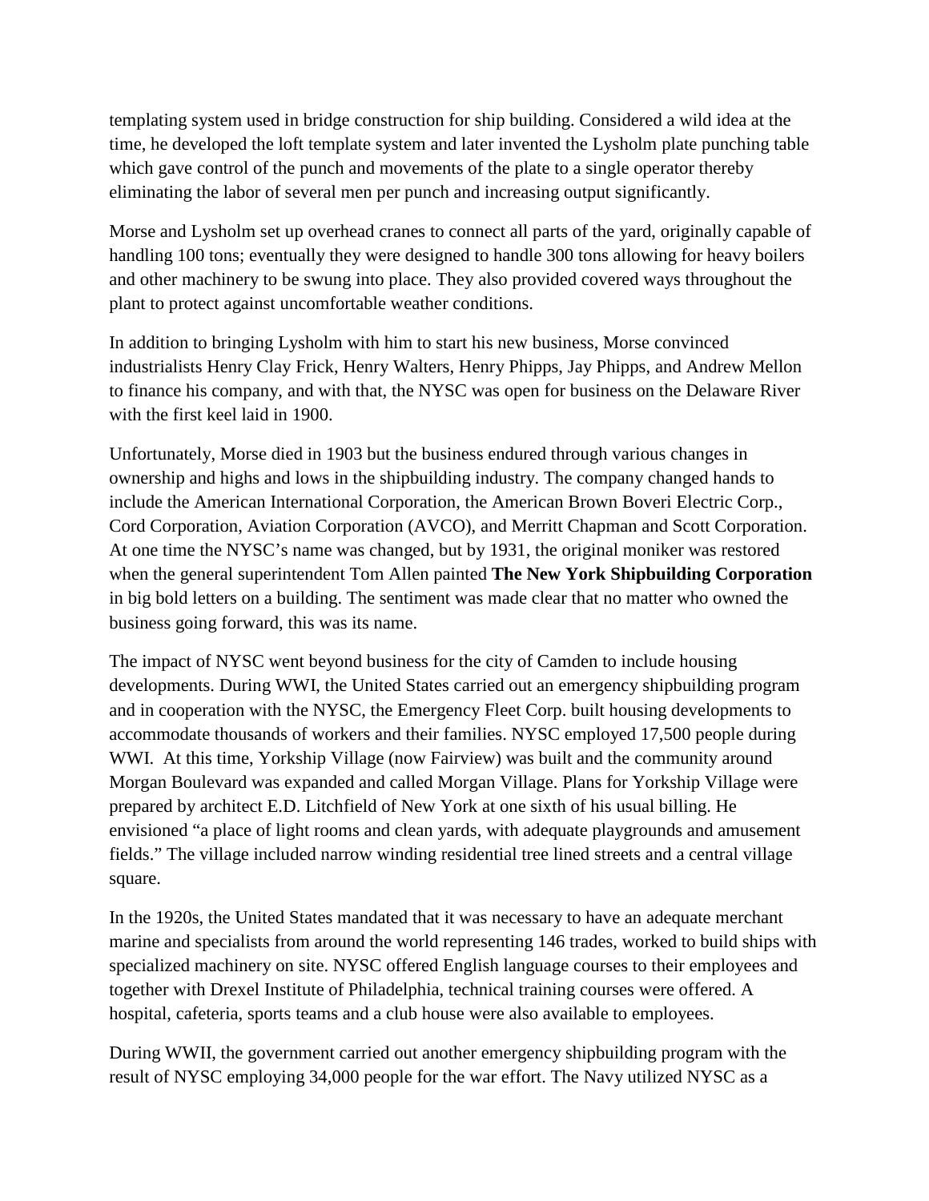templating system used in bridge construction for ship building. Considered a wild idea at the time, he developed the loft template system and later invented the Lysholm plate punching table which gave control of the punch and movements of the plate to a single operator thereby eliminating the labor of several men per punch and increasing output significantly.

Morse and Lysholm set up overhead cranes to connect all parts of the yard, originally capable of handling 100 tons; eventually they were designed to handle 300 tons allowing for heavy boilers and other machinery to be swung into place. They also provided covered ways throughout the plant to protect against uncomfortable weather conditions.

In addition to bringing Lysholm with him to start his new business, Morse convinced industrialists Henry Clay Frick, Henry Walters, Henry Phipps, Jay Phipps, and Andrew Mellon to finance his company, and with that, the NYSC was open for business on the Delaware River with the first keel laid in 1900.

Unfortunately, Morse died in 1903 but the business endured through various changes in ownership and highs and lows in the shipbuilding industry. The company changed hands to include the American International Corporation, the American Brown Boveri Electric Corp., Cord Corporation, Aviation Corporation (AVCO), and Merritt Chapman and Scott Corporation. At one time the NYSC's name was changed, but by 1931, the original moniker was restored when the general superintendent Tom Allen painted **The New York Shipbuilding Corporation** in big bold letters on a building. The sentiment was made clear that no matter who owned the business going forward, this was its name.

The impact of NYSC went beyond business for the city of Camden to include housing developments. During WWI, the United States carried out an emergency shipbuilding program and in cooperation with the NYSC, the Emergency Fleet Corp. built housing developments to accommodate thousands of workers and their families. NYSC employed 17,500 people during WWI. At this time, Yorkship Village (now Fairview) was built and the community around Morgan Boulevard was expanded and called Morgan Village. Plans for Yorkship Village were prepared by architect E.D. Litchfield of New York at one sixth of his usual billing. He envisioned "a place of light rooms and clean yards, with adequate playgrounds and amusement fields." The village included narrow winding residential tree lined streets and a central village square.

In the 1920s, the United States mandated that it was necessary to have an adequate merchant marine and specialists from around the world representing 146 trades, worked to build ships with specialized machinery on site. NYSC offered English language courses to their employees and together with Drexel Institute of Philadelphia, technical training courses were offered. A hospital, cafeteria, sports teams and a club house were also available to employees.

During WWII, the government carried out another emergency shipbuilding program with the result of NYSC employing 34,000 people for the war effort. The Navy utilized NYSC as a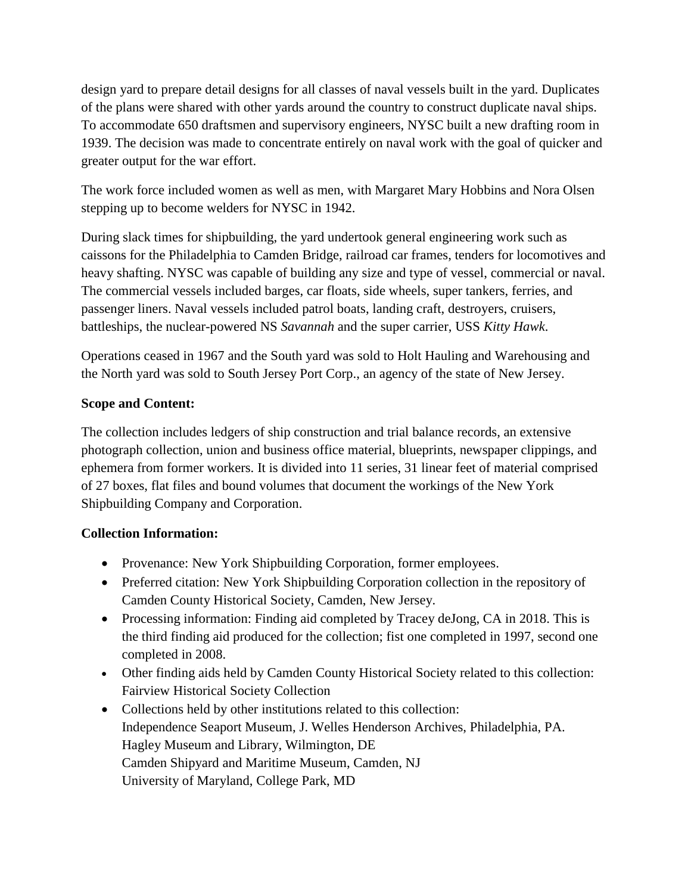design yard to prepare detail designs for all classes of naval vessels built in the yard. Duplicates of the plans were shared with other yards around the country to construct duplicate naval ships. To accommodate 650 draftsmen and supervisory engineers, NYSC built a new drafting room in 1939. The decision was made to concentrate entirely on naval work with the goal of quicker and greater output for the war effort.

The work force included women as well as men, with Margaret Mary Hobbins and Nora Olsen stepping up to become welders for NYSC in 1942.

During slack times for shipbuilding, the yard undertook general engineering work such as caissons for the Philadelphia to Camden Bridge, railroad car frames, tenders for locomotives and heavy shafting. NYSC was capable of building any size and type of vessel, commercial or naval. The commercial vessels included barges, car floats, side wheels, super tankers, ferries, and passenger liners. Naval vessels included patrol boats, landing craft, destroyers, cruisers, battleships, the nuclear-powered NS *Savannah* and the super carrier, USS *Kitty Hawk*.

Operations ceased in 1967 and the South yard was sold to Holt Hauling and Warehousing and the North yard was sold to South Jersey Port Corp., an agency of the state of New Jersey.

**Scope and Content:**

The collection includes ledgers of ship construction and trial balance records, an extensive photograph collection, union and business office material, blueprints, newspaper clippings, and ephemera from former workers. It is divided into 11 series, 31 linear feet of material comprised of 27 boxes, flat files and bound volumes that document the workings of the New York Shipbuilding Company and Corporation.

**Collection Information:**

- Provenance: New York Shipbuilding Corporation, former employees.
- Preferred citation: New York Shipbuilding Corporation collection in the repository of Camden County Historical Society, Camden, New Jersey.
- Processing information: Finding aid completed by Tracey deJong, CA in 2018. This is the third finding aid produced for the collection; fist one completed in 1997, second one completed in 2008.
- Other finding aids held by Camden County Historical Society related to this collection: Fairview Historical Society Collection
- Collections held by other institutions related to this collection:
  Independence Seaport Museum, J. Welles Henderson Archives, Philadelphia, PA.
  Hagley Museum and Library, Wilmington, DE
  Camden Shipyard and Maritime Museum, Camden, NJ
  University of Maryland, College Park, MD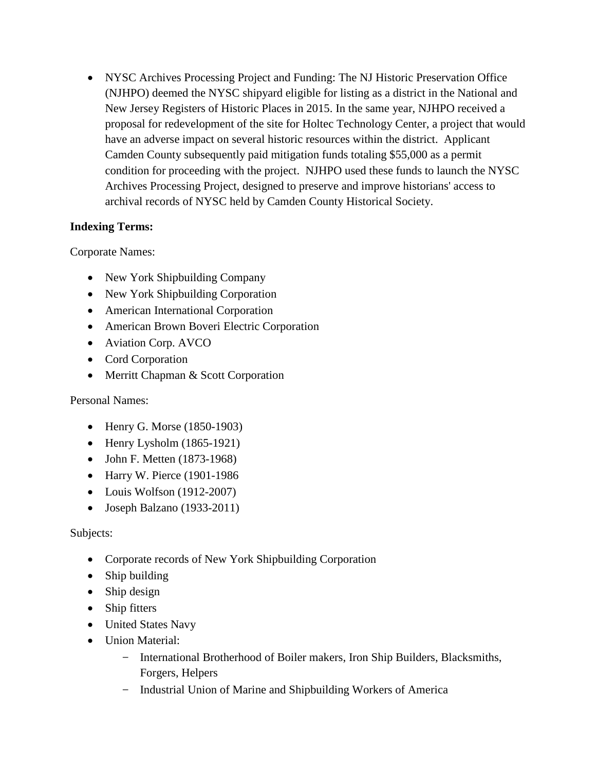- NYSC Archives Processing Project and Funding: The NJ Historic Preservation Office (NJHPO) deemed the NYSC shipyard eligible for listing as a district in the National and New Jersey Registers of Historic Places in 2015. In the same year, NJHPO received a proposal for redevelopment of the site for Holtec Technology Center, a project that would have an adverse impact on several historic resources within the district. Applicant Camden County subsequently paid mitigation funds totaling $55,000 as a permit condition for proceeding with the project. NJHPO used these funds to launch the NYSC Archives Processing Project, designed to preserve and improve historians' access to archival records of NYSC held by Camden County Historical Society.

**Indexing Terms:**

Corporate Names:

- New York Shipbuilding Company
- New York Shipbuilding Corporation
- American International Corporation
- American Brown Boveri Electric Corporation
- Aviation Corp. AVCO
- Cord Corporation
- Merritt Chapman & Scott Corporation

Personal Names:

- Henry G. Morse (1850-1903)
- Henry Lysholm (1865-1921)
- John F. Metten (1873-1968)
- Harry W. Pierce (1901-1986
- Louis Wolfson (1912-2007)
- Joseph Balzano (1933-2011)

Subjects:

- Corporate records of New York Shipbuilding Corporation
- Ship building
- Ship design
- Ship fitters
- United States Navy
- Union Material:
  - International Brotherhood of Boiler makers, Iron Ship Builders, Blacksmiths, Forgers, Helpers
  - Industrial Union of Marine and Shipbuilding Workers of America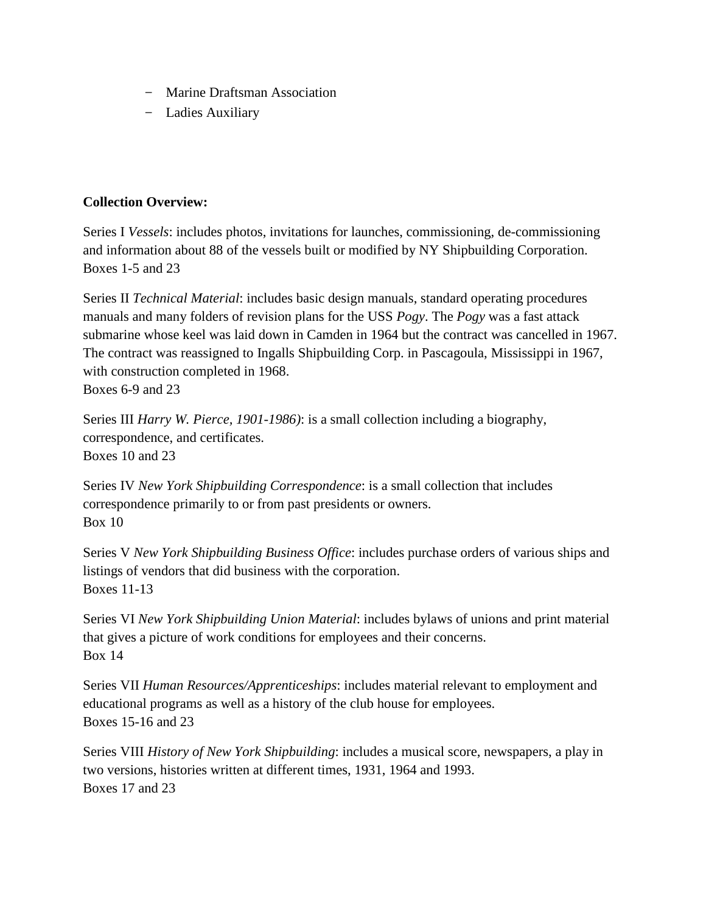- Marine Draftsman Association
- Ladies Auxiliary

**Collection Overview:**

Series I *Vessels*: includes photos, invitations for launches, commissioning, de-commissioning and information about 88 of the vessels built or modified by NY Shipbuilding Corporation.
Boxes 1-5 and 23

Series II *Technical Material*: includes basic design manuals, standard operating procedures manuals and many folders of revision plans for the USS *Pogy*. The *Pogy* was a fast attack submarine whose keel was laid down in Camden in 1964 but the contract was cancelled in 1967. The contract was reassigned to Ingalls Shipbuilding Corp. in Pascagoula, Mississippi in 1967, with construction completed in 1968.
Boxes 6-9 and 23

Series III *Harry W. Pierce, 1901-1986)*: is a small collection including a biography, correspondence, and certificates.
Boxes 10 and 23

Series IV *New York Shipbuilding Correspondence*: is a small collection that includes correspondence primarily to or from past presidents or owners.
Box 10

Series V *New York Shipbuilding Business Office*: includes purchase orders of various ships and listings of vendors that did business with the corporation.
Boxes 11-13

Series VI *New York Shipbuilding Union Material*: includes bylaws of unions and print material that gives a picture of work conditions for employees and their concerns.
Box 14

Series VII *Human Resources/Apprenticeships*: includes material relevant to employment and educational programs as well as a history of the club house for employees.
Boxes 15-16 and 23

Series VIII *History of New York Shipbuilding*: includes a musical score, newspapers, a play in two versions, histories written at different times, 1931, 1964 and 1993.
Boxes 17 and 23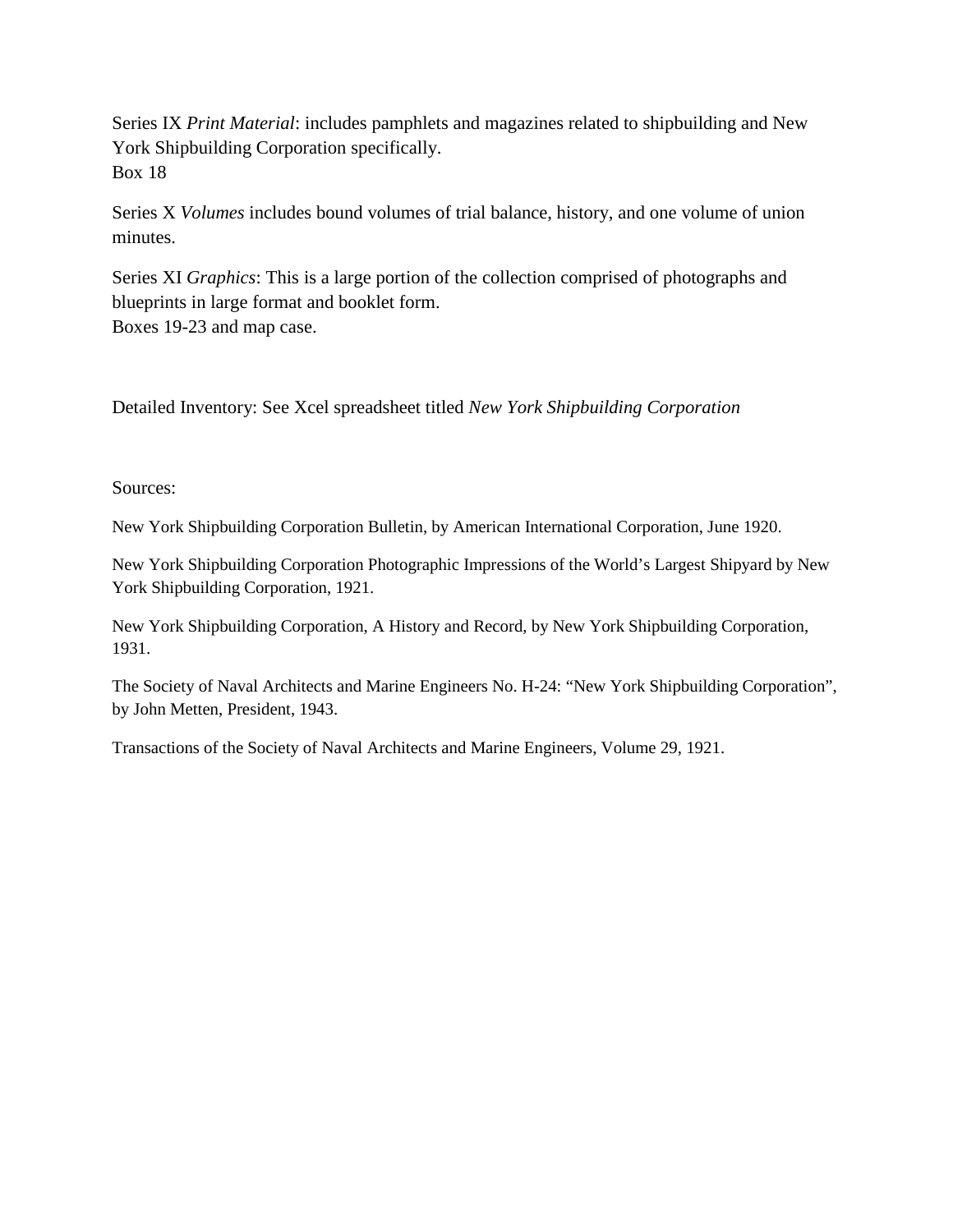Series IX *Print Material*: includes pamphlets and magazines related to shipbuilding and New York Shipbuilding Corporation specifically.
Box 18

Series X *Volumes* includes bound volumes of trial balance, history, and one volume of union minutes.

Series XI *Graphics*: This is a large portion of the collection comprised of photographs and blueprints in large format and booklet form.
Boxes 19-23 and map case.

Detailed Inventory: See Xcel spreadsheet titled *New York Shipbuilding Corporation*

Sources:

New York Shipbuilding Corporation Bulletin, by American International Corporation, June 1920.

New York Shipbuilding Corporation Photographic Impressions of the World's Largest Shipyard by New York Shipbuilding Corporation, 1921.

New York Shipbuilding Corporation, A History and Record, by New York Shipbuilding Corporation, 1931.

The Society of Naval Architects and Marine Engineers No. H-24: "New York Shipbuilding Corporation", by John Metten, President, 1943.

Transactions of the Society of Naval Architects and Marine Engineers, Volume 29, 1921.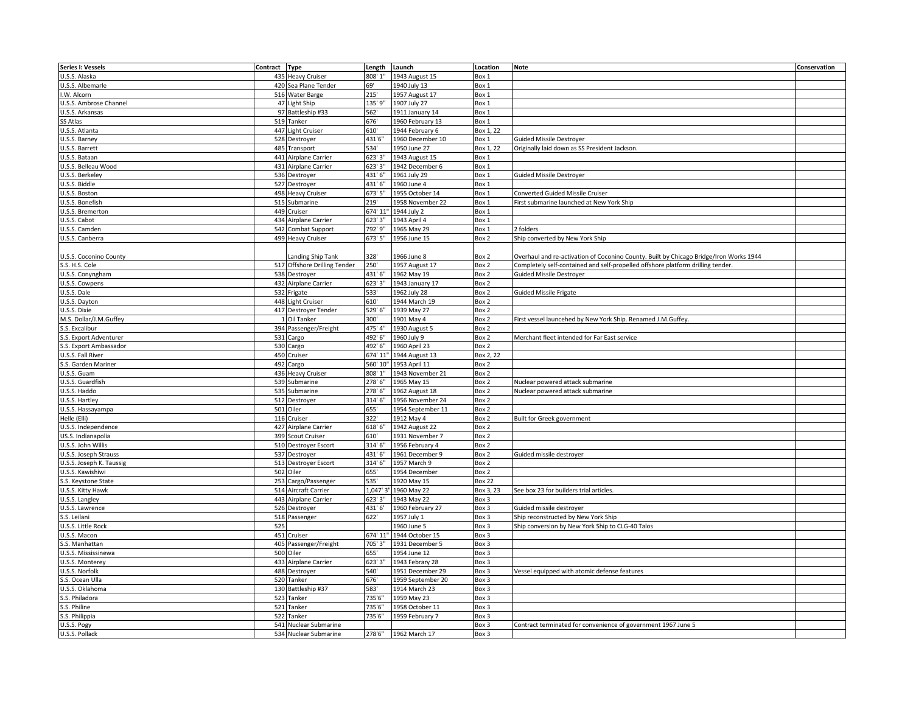| Series I: Vessels | Contract | Type | Length | Launch | Location | Note | Conservation |
|---|---|---|---|---|---|---|---|
| U.S.S. Alaska | 435 | Heavy Cruiser | 808' 1" | 1943 August 15 | Box 1 | | |
| U.S.S. Albemarle | 420 | Sea Plane Tender | 69' | 1940 July 13 | Box 1 | | |
| I.W. Alcorn | 516 | Water Barge | 215' | 1957 August 17 | Box 1 | | |
| U.S.S. Ambrose Channel | 47 | Light Ship | 135' 9" | 1907 July 27 | Box 1 | | |
| U.S.S. Arkansas | 97 | Battleship #33 | 562' | 1911 January 14 | Box 1 | | |
| SS Atlas | 519 | Tanker | 676' | 1960 February 13 | Box 1 | | |
| U.S.S. Atlanta | 447 | Light Cruiser | 610' | 1944 February 6 | Box 1, 22 | | |
| U.S.S. Barney | 528 | Destroyer | 431'6" | 1960 December 10 | Box 1 | Guided Missile Destroyer | |
| U.S.S. Barrett | 485 | Transport | 534' | 1950 June 27 | Box 1, 22 | Originally laid down as SS President Jackson. | |
| U.S.S. Bataan | 441 | Airplane Carrier | 623' 3" | 1943 August 15 | Box 1 | | |
| U.S.S. Belleau Wood | 431 | Airplane Carrier | 623' 3" | 1942 December 6 | Box 1 | | |
| U.S.S. Berkeley | 536 | Destroyer | 431' 6" | 1961 July 29 | Box 1 | Guided Missile Destroyer | |
| U.S.S. Biddle | 527 | Destroyer | 431' 6" | 1960 June 4 | Box 1 | | |
| U.S.S. Boston | 498 | Heavy Cruiser | 673' 5" | 1955 October 14 | Box 1 | Converted Guided Missile Cruiser | |
| U.S.S. Bonefish | 515 | Submarine | 219' | 1958 November 22 | Box 1 | First submarine launched at New York Ship | |
| U.S.S. Bremerton | 449 | Cruiser | 674' 11" | 1944 July 2 | Box 1 | | |
| U.S.S. Cabot | 434 | Airplane Carrier | 623' 3" | 1943 April 4 | Box 1 | | |
| U.S.S. Camden | 542 | Combat Support | 792' 9" | 1965 May 29 | Box 1 | 2 folders | |
| U.S.S. Canberra | 499 | Heavy Cruiser | 673' 5" | 1956 June 15 | Box 2 | Ship converted by New York Ship | |
| U.S.S. Coconino County | | Landing Ship Tank | 328' | 1966 June 8 | Box 2 | Overhaul and re-activation of Coconino County. Built by Chicago Bridge/Iron Works 1944 | |
| S.S. H.S. Cole | 517 | Offshore Drilling Tender | 250' | 1957 August 17 | Box 2 | Completely self-contained and self-propelled offshore platform drilling tender. | |
| U.S.S. Conyngham | 538 | Destroyer | 431' 6" | 1962 May 19 | Box 2 | Guided Missile Destroyer | |
| U.S.S. Cowpens | 432 | Airplane Carrier | 623' 3" | 1943 January 17 | Box 2 | | |
| U.S.S. Dale | 532 | Frigate | 533' | 1962 July 28 | Box 2 | Guided Missile Frigate | |
| U.S.S. Dayton | 448 | Light Cruiser | 610' | 1944 March 19 | Box 2 | | |
| U.S.S. Dixie | 417 | Destroyer Tender | 529' 6" | 1939 May 27 | Box 2 | | |
| M.S. Dollar/J.M.Guffey | 1 | Oil Tanker | 300' | 1901 May 4 | Box 2 | First vessel launcehed by New York Ship. Renamed J.M.Guffey. | |
| S.S. Excalibur | 394 | Passenger/Freight | 475' 4" | 1930 August 5 | Box 2 | | |
| S.S. Export Adventurer | 531 | Cargo | 492' 6" | 1960 July 9 | Box 2 | Merchant fleet intended for Far East service | |
| S.S. Export Ambassador | 530 | Cargo | 492' 6" | 1960 April 23 | Box 2 | | |
| U.S.S. Fall River | 450 | Cruiser | 674' 11" | 1944 August 13 | Box 2, 22 | | |
| S.S. Garden Mariner | 492 | Cargo | 560' 10" | 1953 April 11 | Box 2 | | |
| U.S.S. Guam | 436 | Heavy Cruiser | 808' 1" | 1943 November 21 | Box 2 | | |
| U.S.S. Guardfish | 539 | Submarine | 278' 6" | 1965 May 15 | Box 2 | Nuclear powered attack submarine | |
| U.S.S. Haddo | 535 | Submarine | 278' 6" | 1962 August 18 | Box 2 | Nuclear powered attack submarine | |
| U.S.S. Hartley | 512 | Destroyer | 314' 6" | 1956 November 24 | Box 2 | | |
| U.S.S. Hassayampa | 501 | Oiler | 655' | 1954 September 11 | Box 2 | | |
| Helle (Elli) | 116 | Cruiser | 322' | 1912 May 4 | Box 2 | Built for Greek government | |
| U.S.S. Independence | 427 | Airplane Carrier | 618' 6" | 1942 August 22 | Box 2 | | |
| US.S. Indianapolia | 399 | Scout Cruiser | 610' | 1931 November 7 | Box 2 | | |
| U.S.S. John Willis | 510 | Destroyer Escort | 314' 6" | 1956 February 4 | Box 2 | | |
| U.S.S. Joseph Strauss | 537 | Destroyer | 431' 6" | 1961 December 9 | Box 2 | Guided missile destroyer | |
| U.S.S. Joseph K. Taussig | 513 | Destroyer Escort | 314' 6" | 1957 March 9 | Box 2 | | |
| U.S.S. Kawishiwi | 502 | Oiler | 655' | 1954 December | Box 2 | | |
| S.S. Keystone State | 253 | Cargo/Passenger | 535' | 1920 May 15 | Box 22 | | |
| U.S.S. Kitty Hawk | 514 | Aircraft Carrier | 1,047' 3" | 1960 May 22 | Box 3, 23 | See box 23 for builders trial articles. | |
| U.S.S. Langley | 443 | Airplane Carrier | 623' 3" | 1943 May 22 | Box 3 | | |
| U.S.S. Lawrence | 526 | Destroyer | 431' 6' | 1960 February 27 | Box 3 | Guided missile destroyer | |
| S.S. Leilani | 518 | Passenger | 622' | 1957 July 1 | Box 3 | Ship reconstructed by New York Ship | |
| U.S.S. Little Rock | 525 | | | 1960 June 5 | Box 3 | Ship conversion by New York Ship to CLG-40 Talos | |
| U.S.S. Macon | 451 | Cruiser | 674' 11" | 1944 October 15 | Box 3 | | |
| S.S. Manhattan | 405 | Passenger/Freight | 705' 3" | 1931 December 5 | Box 3 | | |
| U.S.S. Mississinewa | 500 | Oiler | 655' | 1954 June 12 | Box 3 | | |
| U.S.S. Monterey | 433 | Airplane Carrier | 623' 3" | 1943 Febrary 28 | Box 3 | | |
| U.S.S. Norfolk | 488 | Destroyer | 540' | 1951 December 29 | Box 3 | Vessel equipped with atomic defense features | |
| S.S. Ocean Ulla | 520 | Tanker | 676' | 1959 September 20 | Box 3 | | |
| U.S.S. Oklahoma | 130 | Battleship #37 | 583' | 1914 March 23 | Box 3 | | |
| S.S. Philadora | 523 | Tanker | 735'6" | 1959 May 23 | Box 3 | | |
| S.S. Philine | 521 | Tanker | 735'6" | 1958 October 11 | Box 3 | | |
| S.S. Philippia | 522 | Tanker | 735'6" | 1959 February 7 | Box 3 | | |
| U.S.S. Pogy | 541 | Nuclear Submarine | | | Box 3 | Contract terminated for convenience of government 1967 June 5 | |
| U.S.S. Pollack | 534 | Nuclear Submarine | 278'6" | 1962 March 17 | Box 3 | | |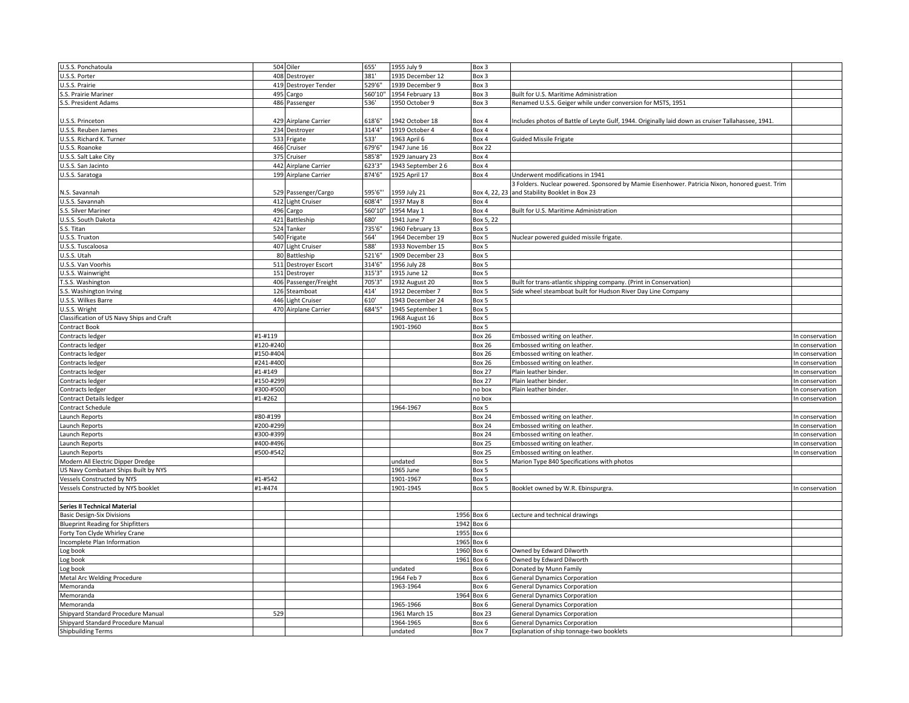| | | | | | | | |
|---|---|---|---|---|---|---|---|
| U.S.S. Ponchatoula | 504 | Oiler | 655' | 1955 July 9 | Box 3 | | |
| U.S.S. Porter | 408 | Destroyer | 381' | 1935 December 12 | Box 3 | | |
| U.S.S. Prairie | 419 | Destroyer Tender | 529'6" | 1939 December 9 | Box 3 | | |
| S.S. Prairie Mariner | 495 | Cargo | 560'10" | 1954 February 13 | Box 3 | Built for U.S. Maritime Administration | |
| S.S. President Adams | 486 | Passenger | 536' | 1950 October 9 | Box 3 | Renamed U.S.S. Geiger while under conversion for MSTS, 1951 | |
| U.S.S. Princeton | 429 | Airplane Carrier | 618'6" | 1942 October 18 | Box 4 | Includes photos of Battle of Leyte Gulf, 1944. Originally laid down as cruiser Tallahassee, 1941. | |
| U.S.S. Reuben James | 234 | Destroyer | 314'4" | 1919 October 4 | Box 4 | | |
| U.S.S. Richard K. Turner | 533 | Frigate | 533' | 1963 April 6 | Box 4 | Guided Missile Frigate | |
| U.S.S. Roanoke | 466 | Cruiser | 679'6" | 1947 June 16 | Box 22 | | |
| U.S.S. Salt Lake City | 375 | Cruiser | 585'8" | 1929 January 23 | Box 4 | | |
| U.S.S. San Jacinto | 442 | Airplane Carrier | 623'3" | 1943 September 2 6 | Box 4 | | |
| U.S.S. Saratoga | 199 | Airplane Carrier | 874'6" | 1925 April 17 | Box 4 | Underwent modifications in 1941 | |
| N.S. Savannah | 529 | Passenger/Cargo | 595'6"' | 1959 July 21 | Box 4, 22, 23 | 3 Folders. Nuclear powered. Sponsored by Mamie Eisenhower. Patricia Nixon, honored guest. Trim and Stability Booklet in Box 23 | |
| U.S.S. Savannah | 412 | Light Cruiser | 608'4" | 1937 May 8 | Box 4 | | |
| S.S. Silver Mariner | 496 | Cargo | 560'10" | 1954 May 1 | Box 4 | Built for U.S. Maritime Administration | |
| U.S.S. South Dakota | 421 | Battleship | 680' | 1941 June 7 | Box 5, 22 | | |
| S.S. Titan | 524 | Tanker | 735'6" | 1960 February 13 | Box 5 | | |
| U.S.S. Truxton | 540 | Frigate | 564' | 1964 December 19 | Box 5 | Nuclear powered guided missile frigate. | |
| U.S.S. Tuscaloosa | 407 | Light Cruiser | 588' | 1933 November 15 | Box 5 | | |
| U.S.S. Utah | 80 | Battleship | 521'6" | 1909 December 23 | Box 5 | | |
| U.S.S. Van Voorhis | 511 | Destroyer Escort | 314'6" | 1956 July 28 | Box 5 | | |
| U.S.S. Wainwright | 151 | Destroyer | 315'3" | 1915 June 12 | Box 5 | | |
| T.S.S. Washington | 406 | Passenger/Freight | 705'3" | 1932 August 20 | Box 5 | Built for trans-atlantic shipping company. (Print in Conservation) | |
| S.S. Washington Irving | 126 | Steamboat | 414' | 1912 December 7 | Box 5 | Side wheel steamboat built for Hudson River Day Line Company | |
| U.S.S. Wilkes Barre | 446 | Light Cruiser | 610' | 1943 December 24 | Box 5 | | |
| U.S.S. Wright | 470 | Airplane Carrier | 684'5" | 1945 September 1 | Box 5 | | |
| Classification of US Navy Ships and Craft | | | | 1968 August 16 | Box 5 | | |
| Contract Book | | | | 1901-1960 | Box 5 | | |
| Contracts ledger | #1-#119 | | | | Box 26 | Embossed writing on leather. | In conservation |
| Contracts ledger | #120-#240 | | | | Box 26 | Embossed writing on leather. | In conservation |
| Contracts ledger | #150-#404 | | | | Box 26 | Embossed writing on leather. | In conservation |
| Contracts ledger | #241-#400 | | | | Box 26 | Embossed writing on leather. | In conservation |
| Contracts ledger | #1-#149 | | | | Box 27 | Plain leather binder. | In conservation |
| Contracts ledger | #150-#299 | | | | Box 27 | Plain leather binder. | In conservation |
| Contracts ledger | #300-#500 | | | | no box | Plain leather binder. | In conservation |
| Contract Details ledger | #1-#262 | | | | no box | | In conservation |
| Contract Schedule | | | | 1964-1967 | Box 5 | | |
| Launch Reports | #80-#199 | | | | Box 24 | Embossed writing on leather. | In conservation |
| Launch Reports | #200-#299 | | | | Box 24 | Embossed writing on leather. | In conservation |
| Launch Reports | #300-#399 | | | | Box 24 | Embossed writing on leather. | In conservation |
| Launch Reports | #400-#496 | | | | Box 25 | Embossed writing on leather. | In conservation |
| Launch Reports | #500-#542 | | | | Box 25 | Embossed writing on leather. | In conservation |
| Modern All Electric Dipper Dredge | | | | undated | Box 5 | Marion Type 840 Specifications with photos | |
| US Navy Combatant Ships Built by NYS | | | | 1965 June | Box 5 | | |
| Vessels Constructed by NYS | #1-#542 | | | 1901-1967 | Box 5 | | |
| Vessels Constructed by NYS booklet | #1-#474 | | | 1901-1945 | Box 5 | Booklet owned by W.R. Ebinspurgra. | In conservation |
| | | | | | | | |
| **Series II Technical Material** | | | | | | | |
| Basic Design-Six Divisions | | | | 1956 | Box 6 | Lecture and technical drawings | |
| Blueprint Reading for Shipfitters | | | | 1942 | Box 6 | | |
| Forty Ton Clyde Whirley Crane | | | | 1955 | Box 6 | | |
| Incomplete Plan Information | | | | 1965 | Box 6 | | |
| Log book | | | | 1960 | Box 6 | Owned by Edward Dilworth | |
| Log book | | | | 1961 | Box 6 | Owned by Edward Dilworth | |
| Log book | | | | undated | Box 6 | Donated by Munn Family | |
| Metal Arc Welding Procedure | | | | 1964 Feb 7 | Box 6 | General Dynamics Corporation | |
| Memoranda | | | | 1963-1964 | Box 6 | General Dynamics Corporation | |
| Memoranda | | | | 1964 | Box 6 | General Dynamics Corporation | |
| Memoranda | | | | 1965-1966 | Box 6 | General Dynamics Corporation | |
| Shipyard Standard Procedure Manual | 529 | | | 1961 March 15 | Box 23 | General Dynamics Corporation | |
| Shipyard Standard Procedure Manual | | | | 1964-1965 | Box 6 | General Dynamics Corporation | |
| Shipbuilding Terms | | | | undated | Box 7 | Explanation of ship tonnage-two booklets | |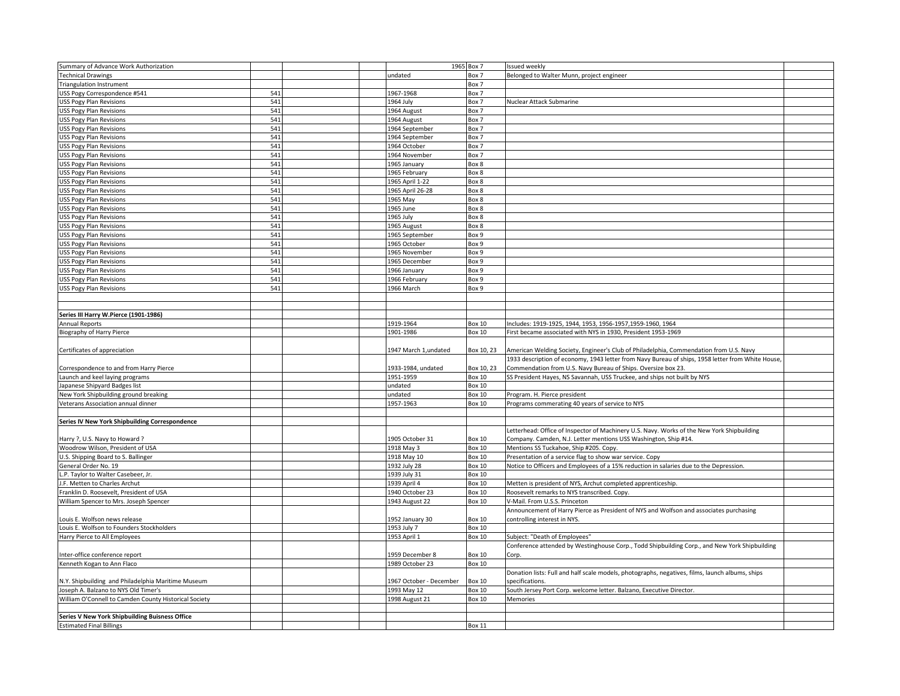| | | | | | | |
|---|---|---|---|---|---|---|
| Summary of Advance Work Authorization | | | | 1965 | Box 7 | Issued weekly |
| Technical Drawings | | | | undated | Box 7 | Belonged to Walter Munn, project engineer |
| Triangulation Instrument | | | | | Box 7 | |
| USS Pogy Correspondence #541 | 541 | | | 1967-1968 | Box 7 | |
| USS Pogy Plan Revisions | 541 | | | 1964 July | Box 7 | Nuclear Attack Submarine |
| USS Pogy Plan Revisions | 541 | | | 1964 August | Box 7 | |
| USS Pogy Plan Revisions | 541 | | | 1964 August | Box 7 | |
| USS Pogy Plan Revisions | 541 | | | 1964 September | Box 7 | |
| USS Pogy Plan Revisions | 541 | | | 1964 September | Box 7 | |
| USS Pogy Plan Revisions | 541 | | | 1964 October | Box 7 | |
| USS Pogy Plan Revisions | 541 | | | 1964 November | Box 7 | |
| USS Pogy Plan Revisions | 541 | | | 1965 January | Box 8 | |
| USS Pogy Plan Revisions | 541 | | | 1965 February | Box 8 | |
| USS Pogy Plan Revisions | 541 | | | 1965 April 1-22 | Box 8 | |
| USS Pogy Plan Revisions | 541 | | | 1965 April 26-28 | Box 8 | |
| USS Pogy Plan Revisions | 541 | | | 1965 May | Box 8 | |
| USS Pogy Plan Revisions | 541 | | | 1965 June | Box 8 | |
| USS Pogy Plan Revisions | 541 | | | 1965 July | Box 8 | |
| USS Pogy Plan Revisions | 541 | | | 1965 August | Box 8 | |
| USS Pogy Plan Revisions | 541 | | | 1965 September | Box 9 | |
| USS Pogy Plan Revisions | 541 | | | 1965 October | Box 9 | |
| USS Pogy Plan Revisions | 541 | | | 1965 November | Box 9 | |
| USS Pogy Plan Revisions | 541 | | | 1965 December | Box 9 | |
| USS Pogy Plan Revisions | 541 | | | 1966 January | Box 9 | |
| USS Pogy Plan Revisions | 541 | | | 1966 February | Box 9 | |
| USS Pogy Plan Revisions | 541 | | | 1966 March | Box 9 | |
| | | | | | | |
| | | | | | | |
| **Series III Harry W.Pierce (1901-1986)** | | | | | | |
| Annual Reports | | | | 1919-1964 | Box 10 | Includes: 1919-1925, 1944, 1953, 1956-1957,1959-1960, 1964 |
| Biography of Harry Pierce | | | | 1901-1986 | Box 10 | First became associated with NYS in 1930, President 1953-1969 |
| Certificates of appreciation | | | | 1947 March 1,undated | Box 10, 23 | American Welding Society, Engineer's Club of Philadelphia, Commendation from U.S. Navy |
| Correspondence to and from Harry Pierce | | | | 1933-1984, undated | Box 10, 23 | 1933 description of economy, 1943 letter from Navy Bureau of ships, 1958 letter from White House, Commendation from U.S. Navy Bureau of Ships. Oversize box 23. |
| Launch and keel laying programs | | | | 1951-1959 | Box 10 | SS President Hayes, NS Savannah, USS Truckee, and ships not built by NYS |
| Japanese Shipyard Badges list | | | | undated | Box 10 | |
| New York Shipbuilding ground breaking | | | | undated | Box 10 | Program. H. Pierce president |
| Veterans Association annual dinner | | | | 1957-1963 | Box 10 | Programs commerating 40 years of service to NYS |
| | | | | | | |
| **Series IV New York Shipbuilding Correspondence** | | | | | | |
| Harry ?, U.S. Navy to Howard ? | | | | 1905 October 31 | Box 10 | Letterhead: Office of Inspector of Machinery U.S. Navy. Works of the New York Shipbuilding Company. Camden, N.J. Letter mentions USS Washington, Ship #14. |
| Woodrow Wilson, President of USA | | | | 1918 May 3 | Box 10 | Mentions SS Tuckahoe, Ship #205. Copy. |
| U.S. Shipping Board to S. Ballinger | | | | 1918 May 10 | Box 10 | Presentation of a service flag to show war service. Copy |
| General Order No. 19 | | | | 1932 July 28 | Box 10 | Notice to Officers and Employees of a 15% reduction in salaries due to the Depression. |
| L.P. Taylor to Walter Casebeer, Jr. | | | | 1939 July 31 | Box 10 | |
| J.F. Metten to Charles Archut | | | | 1939 April 4 | Box 10 | Metten is president of NYS, Archut completed apprenticeship. |
| Franklin D. Roosevelt, President of USA | | | | 1940 October 23 | Box 10 | Roosevelt remarks to NYS transcribed. Copy. |
| William Spencer to Mrs. Joseph Spencer | | | | 1943 August 22 | Box 10 | V-Mail. From U.S.S. Princeton |
| Louis E. Wolfson news release | | | | 1952 January 30 | Box 10 | Announcement of Harry Pierce as President of NYS and Wolfson and associates purchasing controlling interest in NYS. |
| Louis E. Wolfson to Founders Stockholders | | | | 1953 July 7 | Box 10 | |
| Harry Pierce to All Employees | | | | 1953 April 1 | Box 10 | Subject: "Death of Employees" |
| Inter-office conference report | | | | 1959 December 8 | Box 10 | Conference attended by Westinghouse Corp., Todd Shipbuilding Corp., and New York Shipbuilding Corp. |
| Kenneth Kogan to Ann Flaco | | | | 1989 October 23 | Box 10 | |
| N.Y. Shipbuilding and Philadelphia Maritime Museum | | | | 1967 October - December | Box 10 | Donation lists: Full and half scale models, photographs, negatives, films, launch albums, ships specifications. |
| Joseph A. Balzano to NYS Old Timer's | | | | 1993 May 12 | Box 10 | South Jersey Port Corp. welcome letter. Balzano, Executive Director. |
| William O'Connell to Camden County Historical Society | | | | 1998 August 21 | Box 10 | Memories |
| | | | | | | |
| **Series V New York Shipbuilding Buisness Office** | | | | | | |
| Estimated Final Billings | | | | | Box 11 | |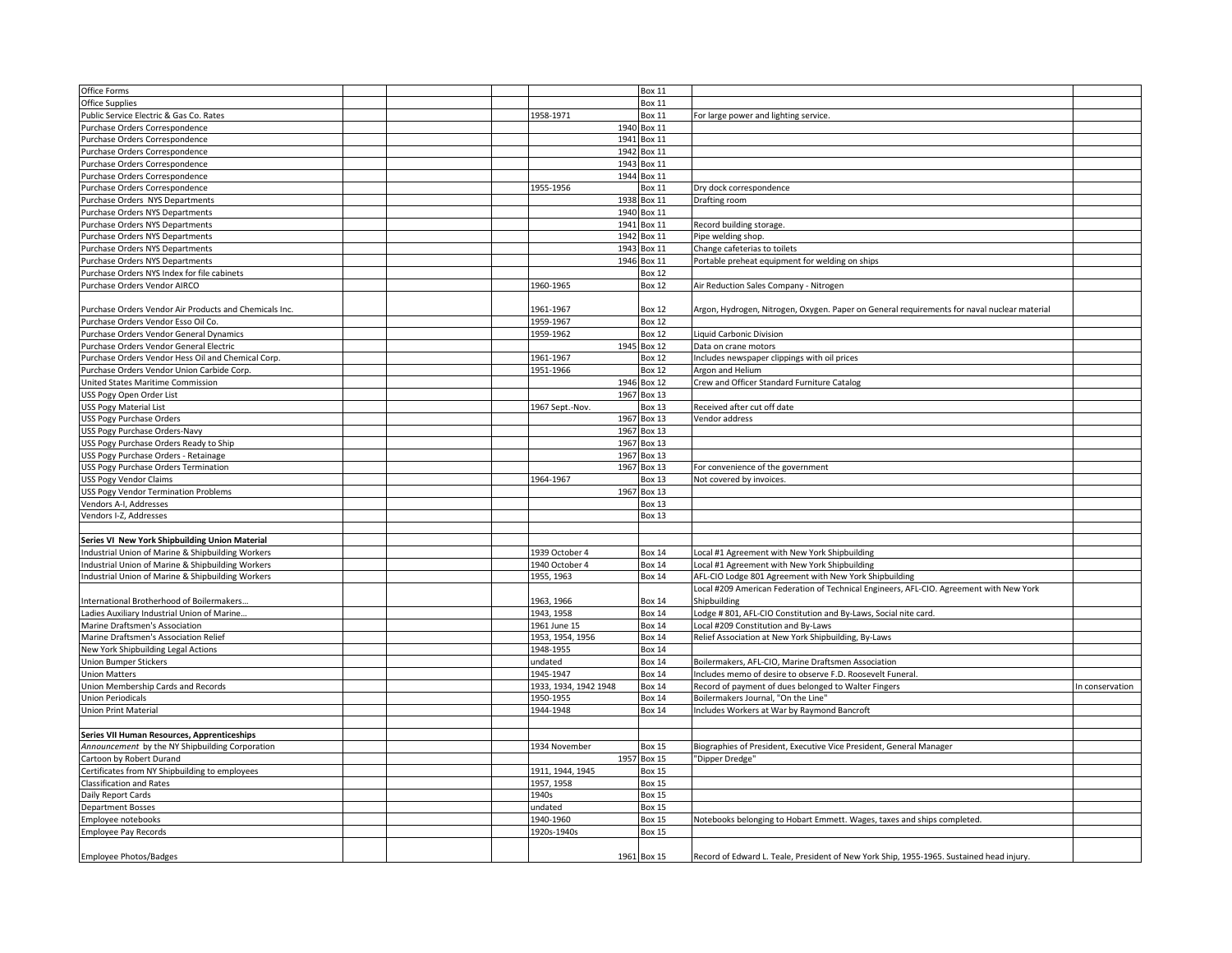| | | | | | | |
|---|---|---|---|---|---|---|
| Office Forms | | | | Box 11 | | |
| Office Supplies | | | | Box 11 | | |
| Public Service Electric & Gas Co. Rates | | | 1958-1971 | Box 11 | For large power and lighting service. | |
| Purchase Orders Correspondence | | | 1940 | Box 11 | | |
| Purchase Orders Correspondence | | | 1941 | Box 11 | | |
| Purchase Orders Correspondence | | | 1942 | Box 11 | | |
| Purchase Orders Correspondence | | | 1943 | Box 11 | | |
| Purchase Orders Correspondence | | | 1944 | Box 11 | | |
| Purchase Orders Correspondence | | | 1955-1956 | Box 11 | Dry dock correspondence | |
| Purchase Orders NYS Departments | | | 1938 | Box 11 | Drafting room | |
| Purchase Orders NYS Departments | | | 1940 | Box 11 | | |
| Purchase Orders NYS Departments | | | 1941 | Box 11 | Record building storage. | |
| Purchase Orders NYS Departments | | | 1942 | Box 11 | Pipe welding shop. | |
| Purchase Orders NYS Departments | | | 1943 | Box 11 | Change cafeterias to toilets | |
| Purchase Orders NYS Departments | | | 1946 | Box 11 | Portable preheat equipment for welding on ships | |
| Purchase Orders NYS Index for file cabinets | | | | Box 12 | | |
| Purchase Orders Vendor AIRCO | | | 1960-1965 | Box 12 | Air Reduction Sales Company - Nitrogen | |
| Purchase Orders Vendor Air Products and Chemicals Inc. | | | 1961-1967 | Box 12 | Argon, Hydrogen, Nitrogen, Oxygen. Paper on General requirements for naval nuclear material | |
| Purchase Orders Vendor Esso Oil Co. | | | 1959-1967 | Box 12 | | |
| Purchase Orders Vendor General Dynamics | | | 1959-1962 | Box 12 | Liquid Carbonic Division | |
| Purchase Orders Vendor General Electric | | | 1945 | Box 12 | Data on crane motors | |
| Purchase Orders Vendor Hess Oil and Chemical Corp. | | | 1961-1967 | Box 12 | Includes newspaper clippings with oil prices | |
| Purchase Orders Vendor Union Carbide Corp. | | | 1951-1966 | Box 12 | Argon and Helium | |
| United States Maritime Commission | | | 1946 | Box 12 | Crew and Officer Standard Furniture Catalog | |
| USS Pogy Open Order List | | | 1967 | Box 13 | | |
| USS Pogy Material List | | | 1967 Sept.-Nov. | Box 13 | Received after cut off date | |
| USS Pogy Purchase Orders | | | 1967 | Box 13 | Vendor address | |
| USS Pogy Purchase Orders-Navy | | | 1967 | Box 13 | | |
| USS Pogy Purchase Orders Ready to Ship | | | 1967 | Box 13 | | |
| USS Pogy Purchase Orders - Retainage | | | 1967 | Box 13 | | |
| USS Pogy Purchase Orders Termination | | | 1967 | Box 13 | For convenience of the government | |
| USS Pogy Vendor Claims | | | 1964-1967 | Box 13 | Not covered by invoices. | |
| USS Pogy Vendor Termination Problems | | | 1967 | Box 13 | | |
| Vendors A-I, Addresses | | | | Box 13 | | |
| Vendors I-Z, Addresses | | | | Box 13 | | |
| | | | | | | |
| **Series VI New York Shipbuilding Union Material** | | | | | | |
| Industrial Union of Marine & Shipbuilding Workers | | | 1939 October 4 | Box 14 | Local #1 Agreement with New York Shipbuilding | |
| Industrial Union of Marine & Shipbuilding Workers | | | 1940 October 4 | Box 14 | Local #1 Agreement with New York Shipbuilding | |
| Industrial Union of Marine & Shipbuilding Workers | | | 1955, 1963 | Box 14 | AFL-CIO Lodge 801 Agreement with New York Shipbuilding | |
| International Brotherhood of Boilermakers… | | | 1963, 1966 | Box 14 | Local #209 American Federation of Technical Engineers, AFL-CIO. Agreement with New York Shipbuilding | |
| Ladies Auxiliary Industrial Union of Marine… | | | 1943, 1958 | Box 14 | Lodge # 801, AFL-CIO Constitution and By-Laws, Social nite card. | |
| Marine Draftsmen's Association | | | 1961 June 15 | Box 14 | Local #209 Constitution and By-Laws | |
| Marine Draftsmen's Association Relief | | | 1953, 1954, 1956 | Box 14 | Relief Association at New York Shipbuilding, By-Laws | |
| New York Shipbuilding Legal Actions | | | 1948-1955 | Box 14 | | |
| Union Bumper Stickers | | | undated | Box 14 | Boilermakers, AFL-CIO, Marine Draftsmen Association | |
| Union Matters | | | 1945-1947 | Box 14 | Includes memo of desire to observe F.D. Roosevelt Funeral. | |
| Union Membership Cards and Records | | | 1933, 1934, 1942 1948 | Box 14 | Record of payment of dues belonged to Walter Fingers | In conservation |
| Union Periodicals | | | 1950-1955 | Box 14 | Boilermakers Journal, "On the Line" | |
| Union Print Material | | | 1944-1948 | Box 14 | Includes Workers at War by Raymond Bancroft | |
| | | | | | | |
| **Series VII Human Resources, Apprenticeships** | | | | | | |
| *Announcement* by the NY Shipbuilding Corporation | | | 1934 November | Box 15 | Biographies of President, Executive Vice President, General Manager | |
| Cartoon by Robert Durand | | | 1957 | Box 15 | "Dipper Dredge" | |
| Certificates from NY Shipbuilding to employees | | | 1911, 1944, 1945 | Box 15 | | |
| Classification and Rates | | | 1957, 1958 | Box 15 | | |
| Daily Report Cards | | | 1940s | Box 15 | | |
| Department Bosses | | | undated | Box 15 | | |
| Employee notebooks | | | 1940-1960 | Box 15 | Notebooks belonging to Hobart Emmett. Wages, taxes and ships completed. | |
| Employee Pay Records | | | 1920s-1940s | Box 15 | | |
| Employee Photos/Badges | | | 1961 | Box 15 | Record of Edward L. Teale, President of New York Ship, 1955-1965. Sustained head injury. | |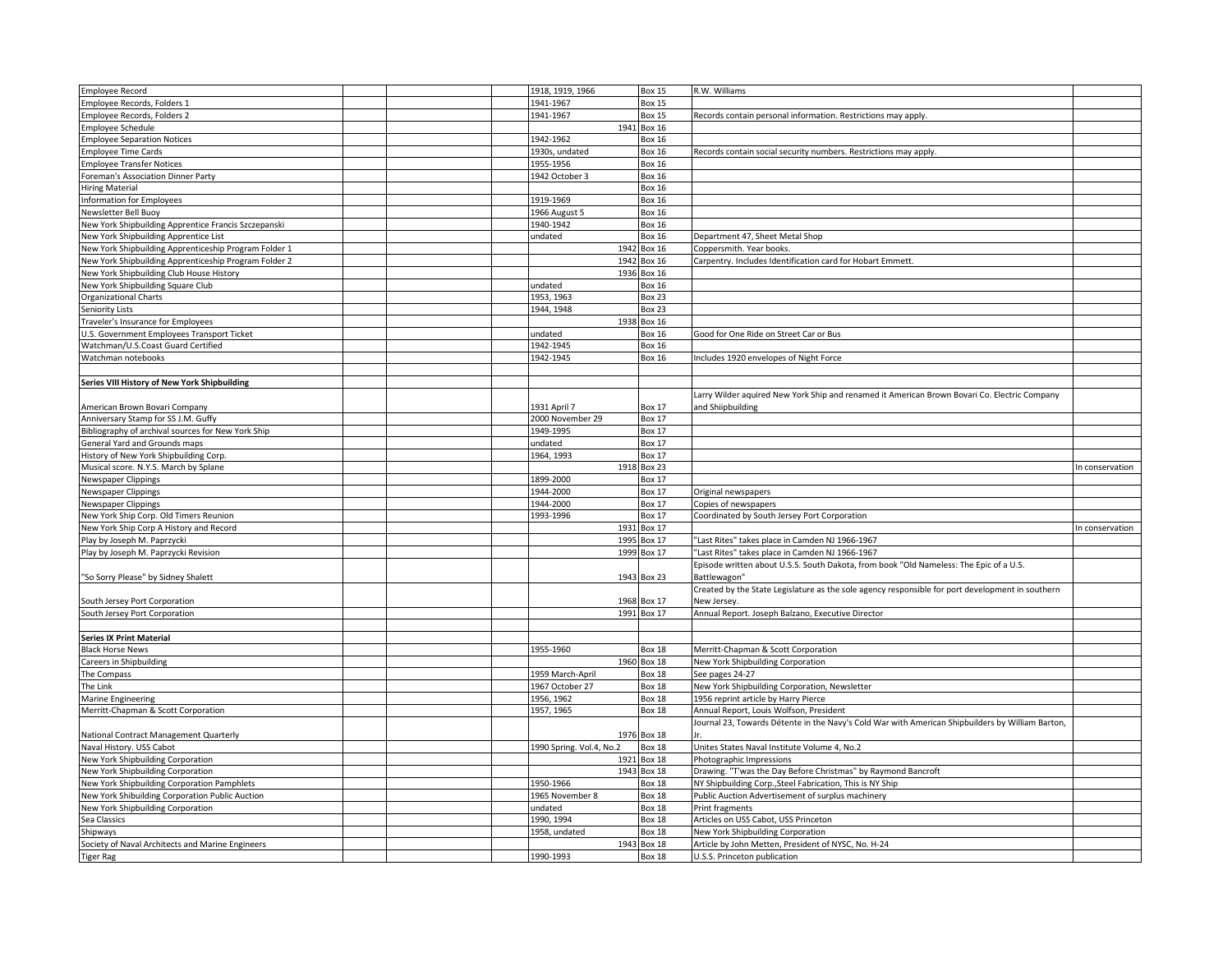| | | | | | | |
|---|---|---|---|---|---|---|
| Employee Record | | | 1918, 1919, 1966 | Box 15 | R.W. Williams | |
| Employee Records, Folders 1 | | | 1941-1967 | Box 15 | | |
| Employee Records, Folders 2 | | | 1941-1967 | Box 15 | Records contain personal information. Restrictions may apply. | |
| Employee Schedule | | | 1941 | Box 16 | | |
| Employee Separation Notices | | | 1942-1962 | Box 16 | | |
| Employee Time Cards | | | 1930s, undated | Box 16 | Records contain social security numbers. Restrictions may apply. | |
| Employee Transfer Notices | | | 1955-1956 | Box 16 | | |
| Foreman's Association Dinner Party | | | 1942 October 3 | Box 16 | | |
| Hiring Material | | | | Box 16 | | |
| Information for Employees | | | 1919-1969 | Box 16 | | |
| Newsletter Bell Buoy | | | 1966 August 5 | Box 16 | | |
| New York Shipbuilding Apprentice Francis Szczepanski | | | 1940-1942 | Box 16 | | |
| New York Shipbuilding Apprentice List | | | undated | Box 16 | Department 47, Sheet Metal Shop | |
| New York Shipbuilding Apprenticeship Program Folder 1 | | | 1942 | Box 16 | Coppersmith. Year books. | |
| New York Shipbuilding Apprenticeship Program Folder 2 | | | 1942 | Box 16 | Carpentry. Includes Identification card for Hobart Emmett. | |
| New York Shipbuilding Club House History | | | 1936 | Box 16 | | |
| New York Shipbuilding Square Club | | | undated | Box 16 | | |
| Organizational Charts | | | 1953, 1963 | Box 23 | | |
| Seniority Lists | | | 1944, 1948 | Box 23 | | |
| Traveler's Insurance for Employees | | | 1938 | Box 16 | | |
| U.S. Government Employees Transport Ticket | | | undated | Box 16 | Good for One Ride on Street Car or Bus | |
| Watchman/U.S.Coast Guard Certified | | | 1942-1945 | Box 16 | | |
| Watchman notebooks | | | 1942-1945 | Box 16 | Includes 1920 envelopes of Night Force | |
| | | | | | | |
| **Series VIII History of New York Shipbuilding** | | | | | | |
| American Brown Bovari Company | | | 1931 April 7 | Box 17 | Larry Wilder aquired New York Ship and renamed it American Brown Bovari Co. Electric Company and Shiipbuilding | |
| Anniversary Stamp for SS J.M. Guffy | | | 2000 November 29 | Box 17 | | |
| Bibliography of archival sources for New York Ship | | | 1949-1995 | Box 17 | | |
| General Yard and Grounds maps | | | undated | Box 17 | | |
| History of New York Shipbuilding Corp. | | | 1964, 1993 | Box 17 | | |
| Musical score. N.Y.S. March by Splane | | | 1918 | Box 23 | | In conservation |
| Newspaper Clippings | | | 1899-2000 | Box 17 | | |
| Newspaper Clippings | | | 1944-2000 | Box 17 | Original newspapers | |
| Newspaper Clippings | | | 1944-2000 | Box 17 | Copies of newspapers | |
| New York Ship Corp. Old Timers Reunion | | | 1993-1996 | Box 17 | Coordinated by South Jersey Port Corporation | |
| New York Ship Corp A History and Record | | | 1931 | Box 17 | | In conservation |
| Play by Joseph M. Paprzycki | | | 1995 | Box 17 | "Last Rites" takes place in Camden NJ 1966-1967 | |
| Play by Joseph M. Paprzycki Revision | | | 1999 | Box 17 | "Last Rites" takes place in Camden NJ 1966-1967 | |
| "So Sorry Please" by Sidney Shalett | | | 1943 | Box 23 | Episode written about U.S.S. South Dakota, from book "Old Nameless: The Epic of a U.S. Battlewagon" | |
| South Jersey Port Corporation | | | 1968 | Box 17 | Created by the State Legislature as the sole agency responsible for port development in southern New Jersey. | |
| South Jersey Port Corporation | | | 1991 | Box 17 | Annual Report. Joseph Balzano, Executive Director | |
| | | | | | | |
| **Series IX Print Material** | | | | | | |
| Black Horse News | | | 1955-1960 | Box 18 | Merritt-Chapman & Scott Corporation | |
| Careers in Shipbuilding | | | 1960 | Box 18 | New York Shipbuilding Corporation | |
| The Compass | | | 1959 March-April | Box 18 | See pages 24-27 | |
| The Link | | | 1967 October 27 | Box 18 | New York Shipbuilding Corporation, Newsletter | |
| Marine Engineering | | | 1956, 1962 | Box 18 | 1956 reprint article by Harry Pierce | |
| Merritt-Chapman & Scott Corporation | | | 1957, 1965 | Box 18 | Annual Report, Louis Wolfson, President | |
| National Contract Management Quarterly | | | 1976 | Box 18 | Journal 23, Towards Détente in the Navy's Cold War with American Shipbuilders by William Barton, Jr. | |
| Naval History. USS Cabot | | | 1990 Spring. Vol.4, No.2 | Box 18 | Unites States Naval Institute Volume 4, No.2 | |
| New York Shipbuilding Corporation | | | 1921 | Box 18 | Photographic Impressions | |
| New York Shipbuilding Corporation | | | 1943 | Box 18 | Drawing. "T'was the Day Before Christmas" by Raymond Bancroft | |
| New York Shipbuilding Corporation Pamphlets | | | 1950-1966 | Box 18 | NY Shipbuilding Corp.,Steel Fabrication, This is NY Ship | |
| New York Shibuilding Corporation Public Auction | | | 1965 November 8 | Box 18 | Public Auction Advertisement of surplus machinery | |
| New York Shipbuilding Corporation | | | undated | Box 18 | Print fragments | |
| Sea Classics | | | 1990, 1994 | Box 18 | Articles on USS Cabot, USS Princeton | |
| Shipways | | | 1958, undated | Box 18 | New York Shipbuilding Corporation | |
| Society of Naval Architects and Marine Engineers | | | 1943 | Box 18 | Article by John Metten, President of NYSC, No. H-24 | |
| Tiger Rag | | | 1990-1993 | Box 18 | U.S.S. Princeton publication | |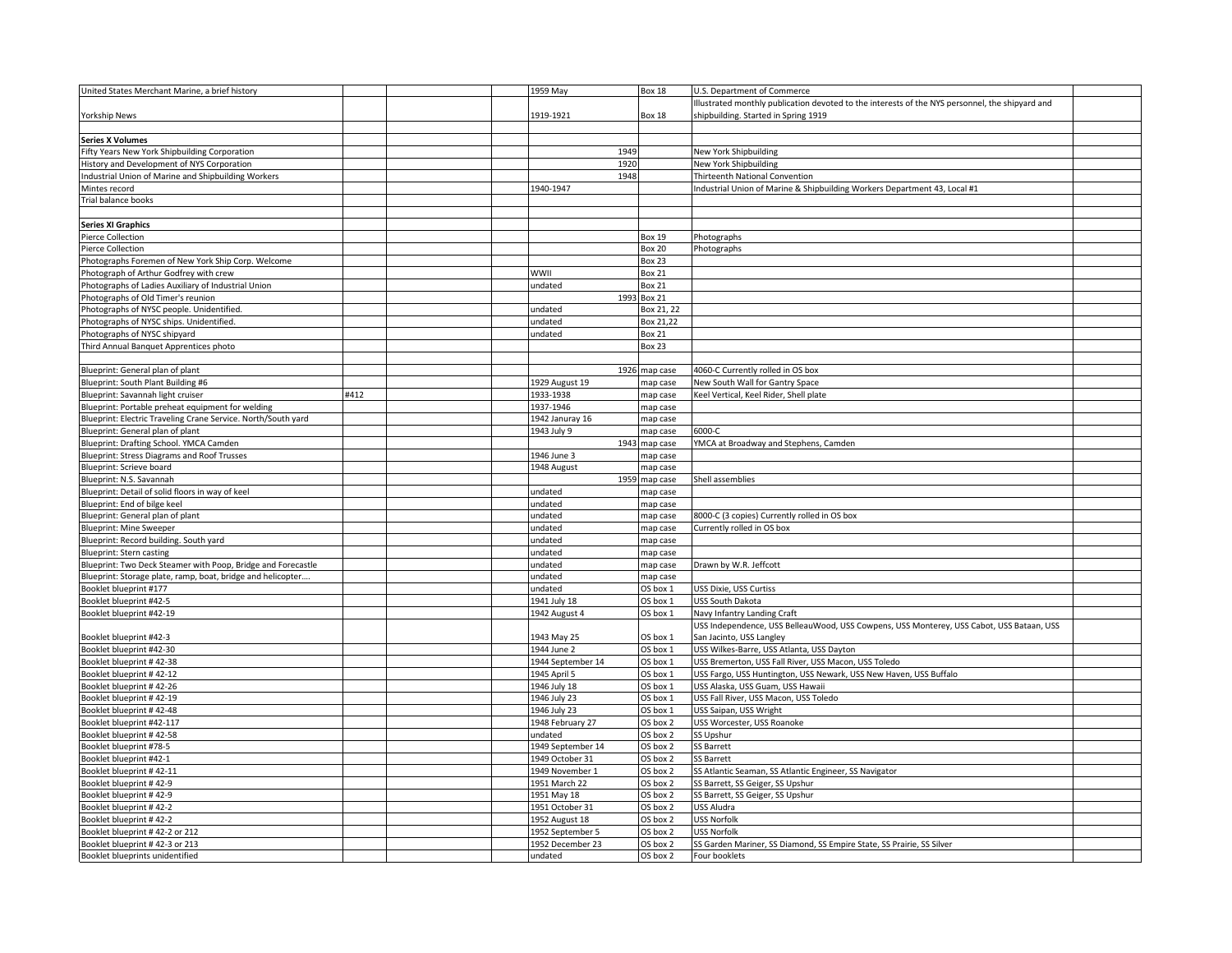| | | | | | | | |
|---|---|---|---|---|---|---|---|
| United States Merchant Marine, a brief history | | | | 1959 May | Box 18 | U.S. Department of Commerce | |
| Yorkship News | | | | 1919-1921 | Box 18 | Illustrated monthly publication devoted to the interests of the NYS personnel, the shipyard and shipbuilding. Started in Spring 1919 | |
| | | | | | | | |
| **Series X Volumes** | | | | | | | |
| Fifty Years New York Shipbuilding Corporation | | | | 1949 | | New York Shipbuilding | |
| History and Development of NYS Corporation | | | | 1920 | | New York Shipbuilding | |
| Industrial Union of Marine and Shipbuilding Workers | | | | 1948 | | Thirteenth National Convention | |
| Mintes record | | | | 1940-1947 | | Industrial Union of Marine & Shipbuilding Workers Department 43, Local #1 | |
| Trial balance books | | | | | | | |
| | | | | | | | |
| **Series XI Graphics** | | | | | | | |
| Pierce Collection | | | | | Box 19 | Photographs | |
| Pierce Collection | | | | | Box 20 | Photographs | |
| Photographs Foremen of New York Ship Corp. Welcome | | | | | Box 23 | | |
| Photograph of Arthur Godfrey with crew | | | | WWII | Box 21 | | |
| Photographs of Ladies Auxiliary of Industrial Union | | | | undated | Box 21 | | |
| Photographs of Old Timer's reunion | | | | 1993 | Box 21 | | |
| Photographs of NYSC people. Unidentified. | | | | undated | Box 21, 22 | | |
| Photographs of NYSC ships. Unidentified. | | | | undated | Box 21,22 | | |
| Photographs of NYSC shipyard | | | | undated | Box 21 | | |
| Third Annual Banquet Apprentices photo | | | | | Box 23 | | |
| | | | | | | | |
| Blueprint: General plan of plant | | | | 1926 | map case | 4060-C Currently rolled in OS box | |
| Blueprint: South Plant Building #6 | | | | 1929 August 19 | map case | New South Wall for Gantry Space | |
| Blueprint: Savannah light cruiser | #412 | | | 1933-1938 | map case | Keel Vertical, Keel Rider, Shell plate | |
| Blueprint: Portable preheat equipment for welding | | | | 1937-1946 | map case | | |
| Blueprint: Electric Traveling Crane Service. North/South yard | | | | 1942 Januray 16 | map case | | |
| Blueprint: General plan of plant | | | | 1943 July 9 | map case | 6000-C | |
| Blueprint: Drafting School. YMCA Camden | | | | 1943 | map case | YMCA at Broadway and Stephens, Camden | |
| Blueprint: Stress Diagrams and Roof Trusses | | | | 1946 June 3 | map case | | |
| Blueprint: Scrieve board | | | | 1948 August | map case | | |
| Blueprint: N.S. Savannah | | | | 1959 | map case | Shell assemblies | |
| Blueprint: Detail of solid floors in way of keel | | | | undated | map case | | |
| Blueprint: End of bilge keel | | | | undated | map case | | |
| Blueprint: General plan of plant | | | | undated | map case | 8000-C (3 copies) Currently rolled in OS box | |
| Blueprint: Mine Sweeper | | | | undated | map case | Currently rolled in OS box | |
| Blueprint: Record building. South yard | | | | undated | map case | | |
| Blueprint: Stern casting | | | | undated | map case | | |
| Blueprint: Two Deck Steamer with Poop, Bridge and Forecastle | | | | undated | map case | Drawn by W.R. Jeffcott | |
| Blueprint: Storage plate, ramp, boat, bridge and helicopter.... | | | | undated | map case | | |
| Booklet blueprint #177 | | | | undated | OS box 1 | USS Dixie, USS Curtiss | |
| Booklet blueprint #42-5 | | | | 1941 July 18 | OS box 1 | USS South Dakota | |
| Booklet blueprint #42-19 | | | | 1942 August 4 | OS box 1 | Navy Infantry Landing Craft | |
| Booklet blueprint #42-3 | | | | 1943 May 25 | OS box 1 | USS Independence, USS BelleauWood, USS Cowpens, USS Monterey, USS Cabot, USS Bataan, USS San Jacinto, USS Langley | |
| Booklet blueprint #42-30 | | | | 1944 June 2 | OS box 1 | USS Wilkes-Barre, USS Atlanta, USS Dayton | |
| Booklet blueprint # 42-38 | | | | 1944 September 14 | OS box 1 | USS Bremerton, USS Fall River, USS Macon, USS Toledo | |
| Booklet blueprint # 42-12 | | | | 1945 April 5 | OS box 1 | USS Fargo, USS Huntington, USS Newark, USS New Haven, USS Buffalo | |
| Booklet blueprint # 42-26 | | | | 1946 July 18 | OS box 1 | USS Alaska, USS Guam, USS Hawaii | |
| Booklet blueprint # 42-19 | | | | 1946 July 23 | OS box 1 | USS Fall River, USS Macon, USS Toledo | |
| Booklet blueprint # 42-48 | | | | 1946 July 23 | OS box 1 | USS Saipan, USS Wright | |
| Booklet blueprint #42-117 | | | | 1948 February 27 | OS box 2 | USS Worcester, USS Roanoke | |
| Booklet blueprint # 42-58 | | | | undated | OS box 2 | SS Upshur | |
| Booklet blueprint #78-5 | | | | 1949 September 14 | OS box 2 | SS Barrett | |
| Booklet blueprint #42-1 | | | | 1949 October 31 | OS box 2 | SS Barrett | |
| Booklet blueprint # 42-11 | | | | 1949 November 1 | OS box 2 | SS Atlantic Seaman, SS Atlantic Engineer, SS Navigator | |
| Booklet blueprint # 42-9 | | | | 1951 March 22 | OS box 2 | SS Barrett, SS Geiger, SS Upshur | |
| Booklet blueprint # 42-9 | | | | 1951 May 18 | OS box 2 | SS Barrett, SS Geiger, SS Upshur | |
| Booklet blueprint # 42-2 | | | | 1951 October 31 | OS box 2 | USS Aludra | |
| Booklet blueprint # 42-2 | | | | 1952 August 18 | OS box 2 | USS Norfolk | |
| Booklet blueprint # 42-2 or 212 | | | | 1952 September 5 | OS box 2 | USS Norfolk | |
| Booklet blueprint # 42-3 or 213 | | | | 1952 December 23 | OS box 2 | SS Garden Mariner, SS Diamond, SS Empire State, SS Prairie, SS Silver | |
| Booklet blueprints unidentified | | | | undated | OS box 2 | Four booklets | |